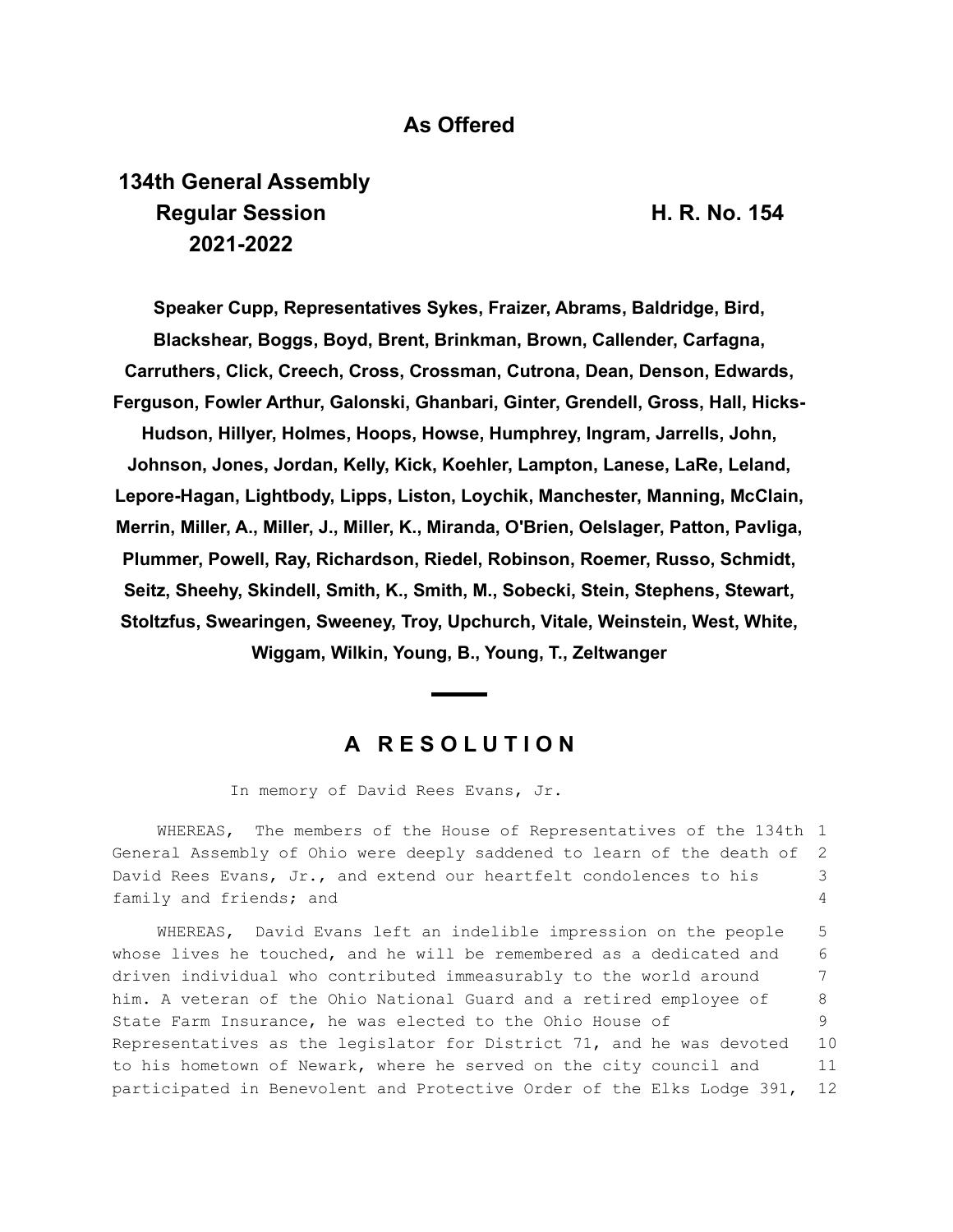**As Offered**

**134th General Assembly**
**Regular Session** **H. R. No. 154**
**2021-2022**

**Speaker Cupp, Representatives Sykes, Fraizer, Abrams, Baldridge, Bird, Blackshear, Boggs, Boyd, Brent, Brinkman, Brown, Callender, Carfagna, Carruthers, Click, Creech, Cross, Crossman, Cutrona, Dean, Denson, Edwards, Ferguson, Fowler Arthur, Galonski, Ghanbari, Ginter, Grendell, Gross, Hall, Hicks-Hudson, Hillyer, Holmes, Hoops, Howse, Humphrey, Ingram, Jarrells, John, Johnson, Jones, Jordan, Kelly, Kick, Koehler, Lampton, Lanese, LaRe, Leland, Lepore-Hagan, Lightbody, Lipps, Liston, Loychik, Manchester, Manning, McClain, Merrin, Miller, A., Miller, J., Miller, K., Miranda, O'Brien, Oelslager, Patton, Pavliga, Plummer, Powell, Ray, Richardson, Riedel, Robinson, Roemer, Russo, Schmidt, Seitz, Sheehy, Skindell, Smith, K., Smith, M., Sobecki, Stein, Stephens, Stewart, Stoltzfus, Swearingen, Sweeney, Troy, Upchurch, Vitale, Weinstein, West, White, Wiggam, Wilkin, Young, B., Young, T., Zeltwanger**

---

## A RESOLUTION

In memory of David Rees Evans, Jr.

WHEREAS, The members of the House of Representatives of the 134th General Assembly of Ohio were deeply saddened to learn of the death of David Rees Evans, Jr., and extend our heartfelt condolences to his family and friends; and

WHEREAS, David Evans left an indelible impression on the people whose lives he touched, and he will be remembered as a dedicated and driven individual who contributed immeasurably to the world around him. A veteran of the Ohio National Guard and a retired employee of State Farm Insurance, he was elected to the Ohio House of Representatives as the legislator for District 71, and he was devoted to his hometown of Newark, where he served on the city council and participated in Benevolent and Protective Order of the Elks Lodge 391,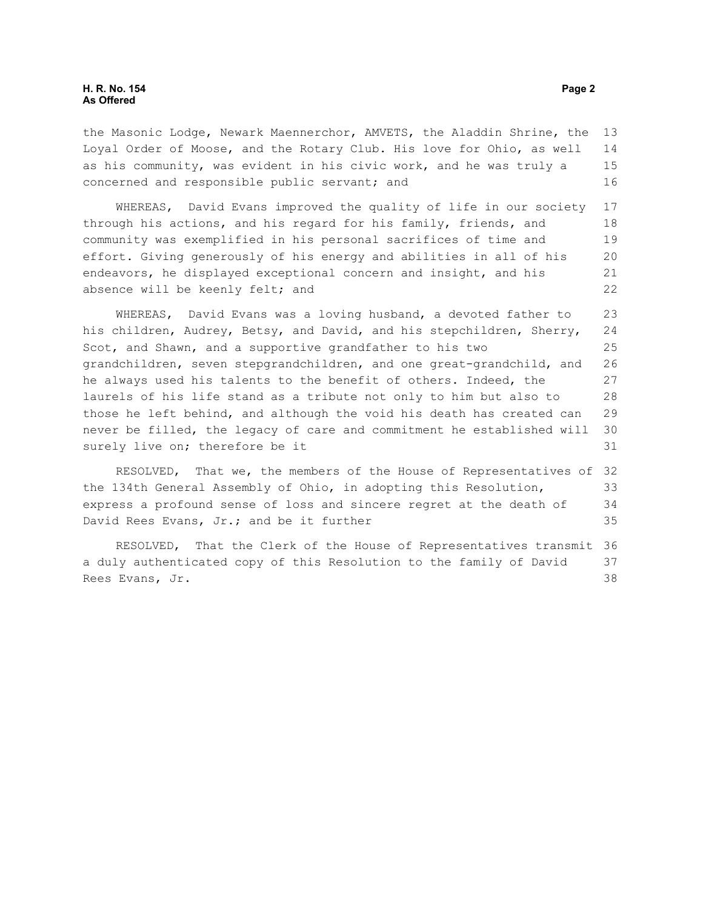the Masonic Lodge, Newark Maennerchor, AMVETS, the Aladdin Shrine, the Loyal Order of Moose, and the Rotary Club. His love for Ohio, as well as his community, was evident in his civic work, and he was truly a concerned and responsible public servant; and

WHEREAS, David Evans improved the quality of life in our society through his actions, and his regard for his family, friends, and community was exemplified in his personal sacrifices of time and effort. Giving generously of his energy and abilities in all of his endeavors, he displayed exceptional concern and insight, and his absence will be keenly felt; and

WHEREAS, David Evans was a loving husband, a devoted father to his children, Audrey, Betsy, and David, and his stepchildren, Sherry, Scot, and Shawn, and a supportive grandfather to his two grandchildren, seven stepgrandchildren, and one great-grandchild, and he always used his talents to the benefit of others. Indeed, the laurels of his life stand as a tribute not only to him but also to those he left behind, and although the void his death has created can never be filled, the legacy of care and commitment he established will surely live on; therefore be it

RESOLVED, That we, the members of the House of Representatives of the 134th General Assembly of Ohio, in adopting this Resolution, express a profound sense of loss and sincere regret at the death of David Rees Evans, Jr.; and be it further

RESOLVED, That the Clerk of the House of Representatives transmit a duly authenticated copy of this Resolution to the family of David Rees Evans, Jr.